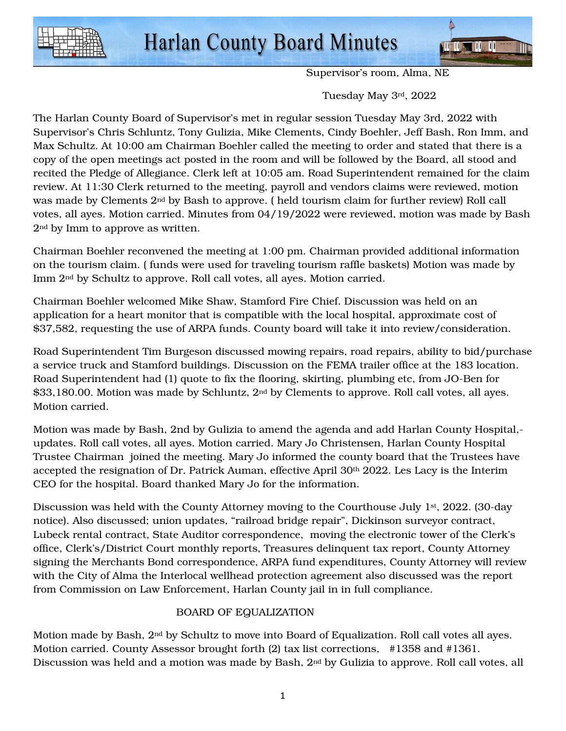# Harlan County Board Minutes

Supervisor's room, Alma, NE

Tuesday May 3rd, 2022

The Harlan County Board of Supervisor's met in regular session Tuesday May 3rd, 2022 with Supervisor's Chris Schluntz, Tony Gulizia, Mike Clements, Cindy Boehler, Jeff Bash, Ron Imm, and Max Schultz. At 10:00 am Chairman Boehler called the meeting to order and stated that there is a copy of the open meetings act posted in the room and will be followed by the Board, all stood and recited the Pledge of Allegiance. Clerk left at 10:05 am. Road Superintendent remained for the claim review. At 11:30 Clerk returned to the meeting, payroll and vendors claims were reviewed, motion was made by Clements 2nd by Bash to approve. ( held tourism claim for further review) Roll call votes, all ayes. Motion carried. Minutes from 04/19/2022 were reviewed, motion was made by Bash 2nd by Imm to approve as written.

Chairman Boehler reconvened the meeting at 1:00 pm. Chairman provided additional information on the tourism claim. ( funds were used for traveling tourism raffle baskets) Motion was made by Imm 2nd by Schultz to approve. Roll call votes, all ayes. Motion carried.

Chairman Boehler welcomed Mike Shaw, Stamford Fire Chief. Discussion was held on an application for a heart monitor that is compatible with the local hospital, approximate cost of $37,582, requesting the use of ARPA funds. County board will take it into review/consideration.

Road Superintendent Tim Burgeson discussed mowing repairs, road repairs, ability to bid/purchase a service truck and Stamford buildings. Discussion on the FEMA trailer office at the 183 location. Road Superintendent had (1) quote to fix the flooring, skirting, plumbing etc, from JO-Ben for $33,180.00. Motion was made by Schluntz, 2nd by Clements to approve. Roll call votes, all ayes. Motion carried.

Motion was made by Bash, 2nd by Gulizia to amend the agenda and add Harlan County Hospital,-updates. Roll call votes, all ayes. Motion carried. Mary Jo Christensen, Harlan County Hospital Trustee Chairman joined the meeting. Mary Jo informed the county board that the Trustees have accepted the resignation of Dr. Patrick Auman, effective April 30th 2022. Les Lacy is the Interim CEO for the hospital. Board thanked Mary Jo for the information.

Discussion was held with the County Attorney moving to the Courthouse July 1st, 2022. (30-day notice). Also discussed; union updates, "railroad bridge repair", Dickinson surveyor contract, Lubeck rental contract, State Auditor correspondence, moving the electronic tower of the Clerk's office, Clerk's/District Court monthly reports, Treasures delinquent tax report, County Attorney signing the Merchants Bond correspondence, ARPA fund expenditures, County Attorney will review with the City of Alma the Interlocal wellhead protection agreement also discussed was the report from Commission on Law Enforcement, Harlan County jail in in full compliance.

## BOARD OF EQUALIZATION

Motion made by Bash, 2nd by Schultz to move into Board of Equalization. Roll call votes all ayes. Motion carried. County Assessor brought forth (2) tax list corrections, #1358 and #1361. Discussion was held and a motion was made by Bash, 2nd by Gulizia to approve. Roll call votes, all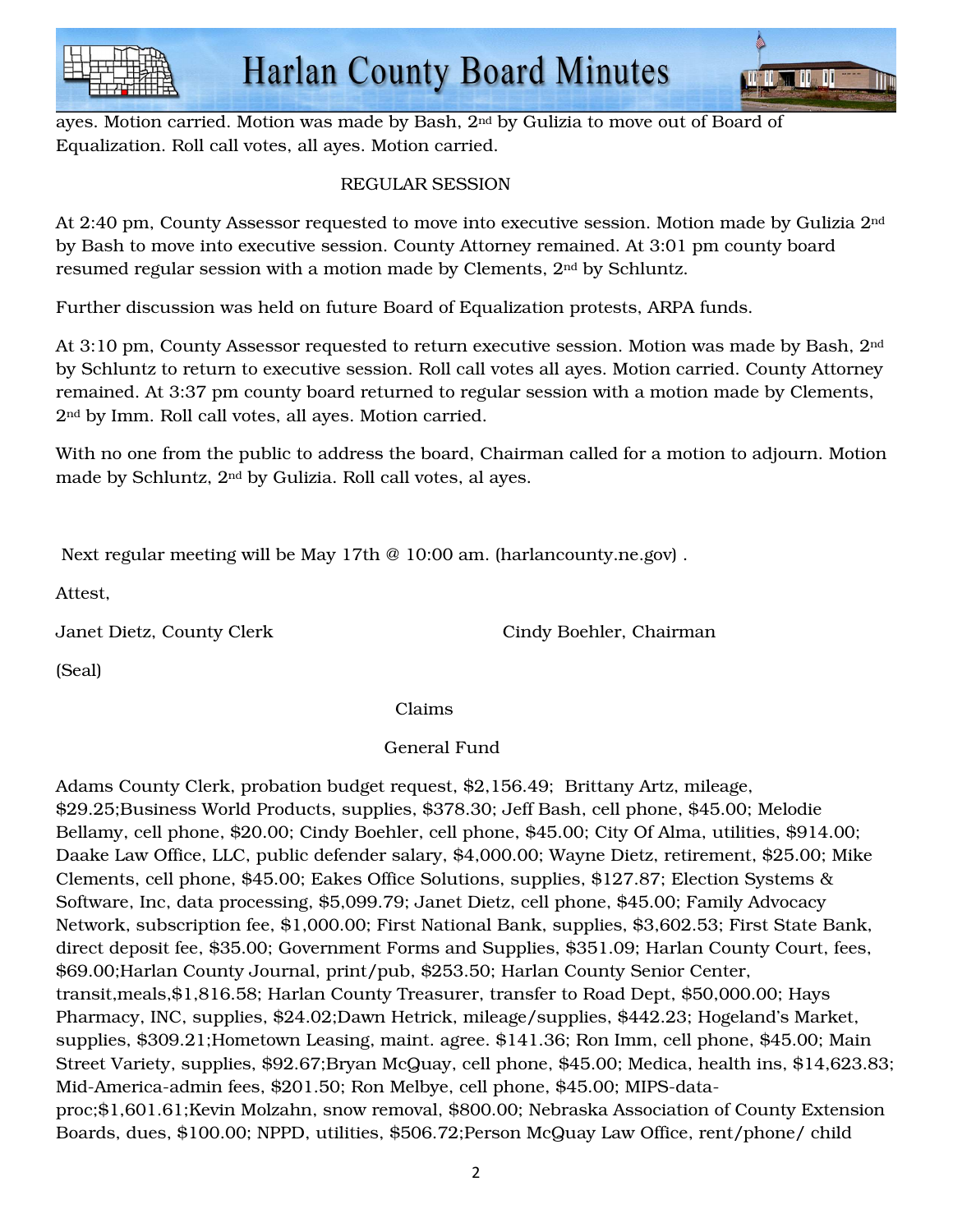ayes. Motion carried. Motion was made by Bash, 2nd by Gulizia to move out of Board of Equalization. Roll call votes, all ayes. Motion carried.

REGULAR SESSION

At 2:40 pm, County Assessor requested to move into executive session. Motion made by Gulizia 2nd by Bash to move into executive session. County Attorney remained. At 3:01 pm county board resumed regular session with a motion made by Clements, 2nd by Schluntz.

Further discussion was held on future Board of Equalization protests, ARPA funds.

At 3:10 pm, County Assessor requested to return executive session. Motion was made by Bash, 2nd by Schluntz to return to executive session. Roll call votes all ayes. Motion carried. County Attorney remained. At 3:37 pm county board returned to regular session with a motion made by Clements, 2nd by Imm. Roll call votes, all ayes. Motion carried.

With no one from the public to address the board, Chairman called for a motion to adjourn. Motion made by Schluntz, 2nd by Gulizia. Roll call votes, al ayes.

Next regular meeting will be May 17th @ 10:00 am. (harlancounty.ne.gov) .

Attest,

Janet Dietz, County Clerk Cindy Boehler, Chairman

(Seal)

Claims

General Fund

Adams County Clerk, probation budget request, $2,156.49; Brittany Artz, mileage, $29.25;Business World Products, supplies, $378.30; Jeff Bash, cell phone, $45.00; Melodie Bellamy, cell phone, $20.00; Cindy Boehler, cell phone, $45.00; City Of Alma, utilities, $914.00; Daake Law Office, LLC, public defender salary, $4,000.00; Wayne Dietz, retirement, $25.00; Mike Clements, cell phone, $45.00; Eakes Office Solutions, supplies, $127.87; Election Systems & Software, Inc, data processing, $5,099.79; Janet Dietz, cell phone, $45.00; Family Advocacy Network, subscription fee, $1,000.00; First National Bank, supplies, $3,602.53; First State Bank, direct deposit fee, $35.00; Government Forms and Supplies, $351.09; Harlan County Court, fees, $69.00;Harlan County Journal, print/pub, $253.50; Harlan County Senior Center, transit,meals,$1,816.58; Harlan County Treasurer, transfer to Road Dept, $50,000.00; Hays Pharmacy, INC, supplies, $24.02;Dawn Hetrick, mileage/supplies, $442.23; Hogeland's Market, supplies, $309.21;Hometown Leasing, maint. agree. $141.36; Ron Imm, cell phone, $45.00; Main Street Variety, supplies, $92.67;Bryan McQuay, cell phone, $45.00; Medica, health ins, $14,623.83; Mid-America-admin fees, $201.50; Ron Melbye, cell phone, $45.00; MIPS-data-proc;$1,601.61;Kevin Molzahn, snow removal, $800.00; Nebraska Association of County Extension Boards, dues, $100.00; NPPD, utilities, $506.72;Person McQuay Law Office, rent/phone/ child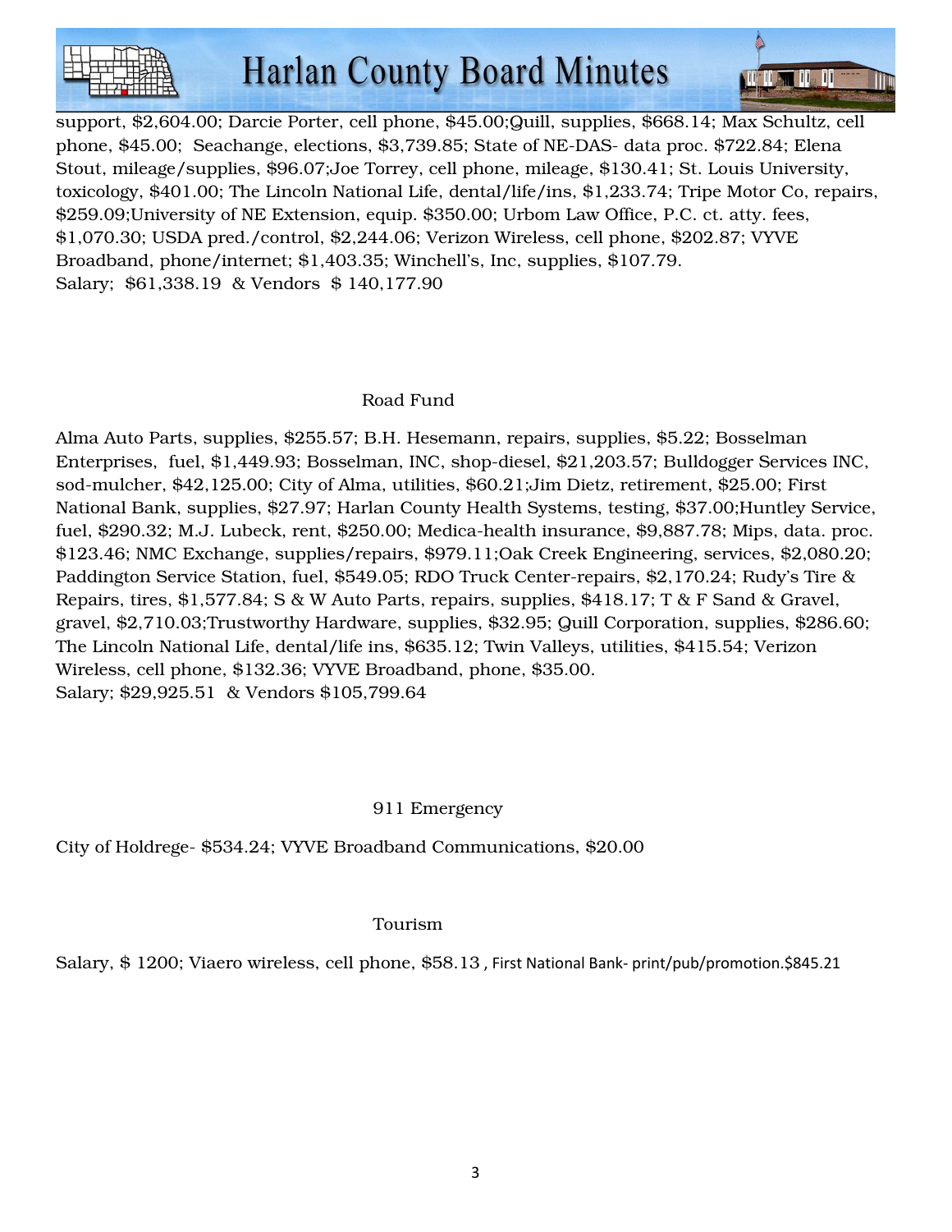support, $2,604.00; Darcie Porter, cell phone, $45.00;Quill, supplies, $668.14; Max Schultz, cell phone, $45.00; Seachange, elections, $3,739.85; State of NE-DAS- data proc. $722.84; Elena Stout, mileage/supplies, $96.07;Joe Torrey, cell phone, mileage, $130.41; St. Louis University, toxicology, $401.00; The Lincoln National Life, dental/life/ins, $1,233.74; Tripe Motor Co, repairs, $259.09;University of NE Extension, equip. $350.00; Urbom Law Office, P.C. ct. atty. fees, $1,070.30; USDA pred./control, $2,244.06; Verizon Wireless, cell phone, $202.87; VYVE Broadband, phone/internet; $1,403.35; Winchell's, Inc, supplies, $107.79.
Salary; $61,338.19 & Vendors $ 140,177.90

## Road Fund

Alma Auto Parts, supplies, $255.57; B.H. Hesemann, repairs, supplies, $5.22; Bosselman Enterprises, fuel, $1,449.93; Bosselman, INC, shop-diesel, $21,203.57; Bulldogger Services INC, sod-mulcher, $42,125.00; City of Alma, utilities, $60.21;Jim Dietz, retirement, $25.00; First National Bank, supplies, $27.97; Harlan County Health Systems, testing, $37.00;Huntley Service, fuel, $290.32; M.J. Lubeck, rent, $250.00; Medica-health insurance, $9,887.78; Mips, data. proc. $123.46; NMC Exchange, supplies/repairs, $979.11;Oak Creek Engineering, services, $2,080.20; Paddington Service Station, fuel, $549.05; RDO Truck Center-repairs, $2,170.24; Rudy's Tire & Repairs, tires, $1,577.84; S & W Auto Parts, repairs, supplies, $418.17; T & F Sand & Gravel, gravel, $2,710.03;Trustworthy Hardware, supplies, $32.95; Quill Corporation, supplies, $286.60; The Lincoln National Life, dental/life ins, $635.12; Twin Valleys, utilities, $415.54; Verizon Wireless, cell phone, $132.36; VYVE Broadband, phone, $35.00.
Salary; $29,925.51 & Vendors $105,799.64

## 911 Emergency

City of Holdrege- $534.24; VYVE Broadband Communications, $20.00

## Tourism

Salary, $ 1200; Viaero wireless, cell phone, $58.13 , First National Bank- print/pub/promotion.$845.21